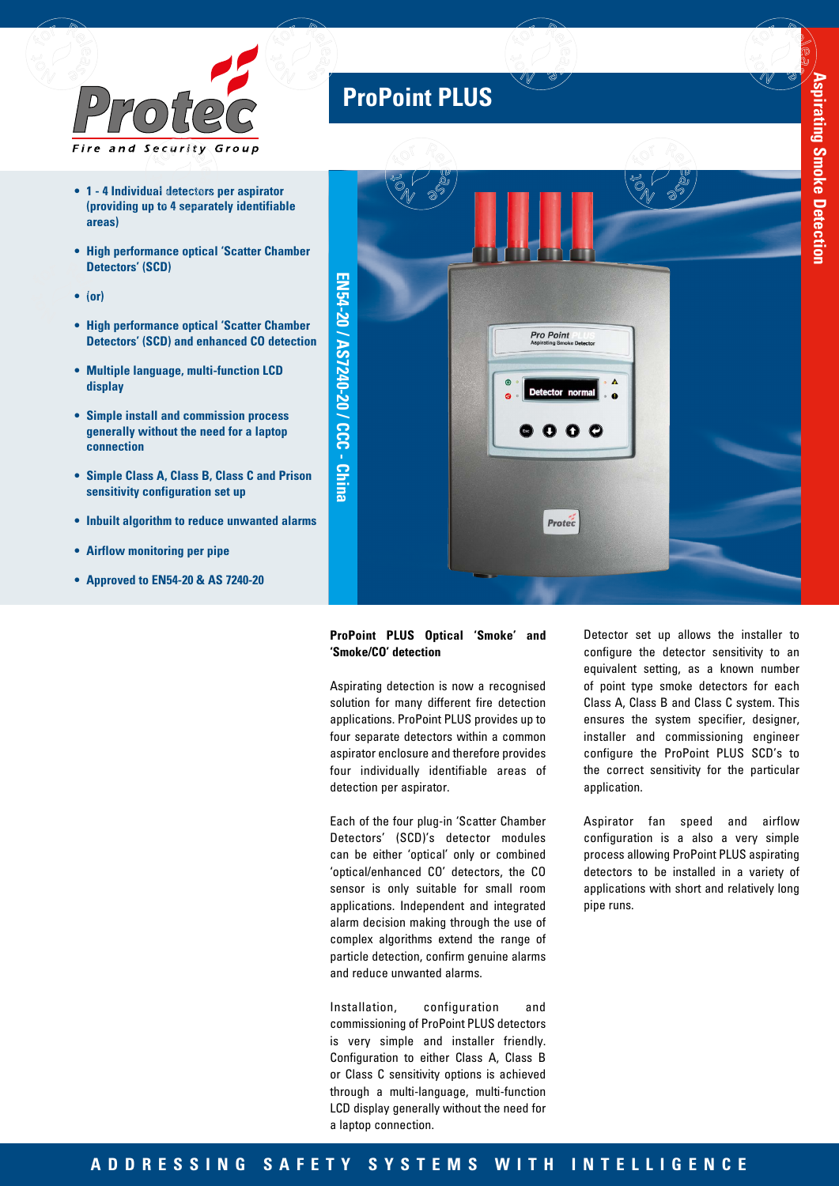Protec

Fire and Security Group

# ProPoint PLUS

Aspirating Smoke Detection

- 1 - 4 Individual detectors per aspirator (providing up to 4 separately identifiable areas)
- High performance optical 'Scatter Chamber Detectors' (SCD)
- (or)
- High performance optical 'Scatter Chamber Detectors' (SCD) and enhanced CO detection
- Multiple language, multi-function LCD display
- Simple install and commission process generally without the need for a laptop connection
- Simple Class A, Class B, Class C and Prison sensitivity configuration set up
- Inbuilt algorithm to reduce unwanted alarms
- Airflow monitoring per pipe
- Approved to EN54-20 & AS 7240-20

EN54-20 / AS7240-20 / CCC - China

**ProPoint PLUS Optical 'Smoke' and 'Smoke/CO' detection**

Aspirating detection is now a recognised solution for many different fire detection applications. ProPoint PLUS provides up to four separate detectors within a common aspirator enclosure and therefore provides four individually identifiable areas of detection per aspirator.

Each of the four plug-in 'Scatter Chamber Detectors' (SCD)'s detector modules can be either 'optical' only or combined 'optical/enhanced CO' detectors, the CO sensor is only suitable for small room applications. Independent and integrated alarm decision making through the use of complex algorithms extend the range of particle detection, confirm genuine alarms and reduce unwanted alarms.

Installation, configuration and commissioning of ProPoint PLUS detectors is very simple and installer friendly. Configuration to either Class A, Class B or Class C sensitivity options is achieved through a multi-language, multi-function LCD display generally without the need for a laptop connection.

Detector set up allows the installer to configure the detector sensitivity to an equivalent setting, as a known number of point type smoke detectors for each Class A, Class B and Class C system. This ensures the system specifier, designer, installer and commissioning engineer configure the ProPoint PLUS SCD's to the correct sensitivity for the particular application.

Aspirator fan speed and airflow configuration is a also a very simple process allowing ProPoint PLUS aspirating detectors to be installed in a variety of applications with short and relatively long pipe runs.

ADDRESSING SAFETY SYSTEMS WITH INTELLIGENCE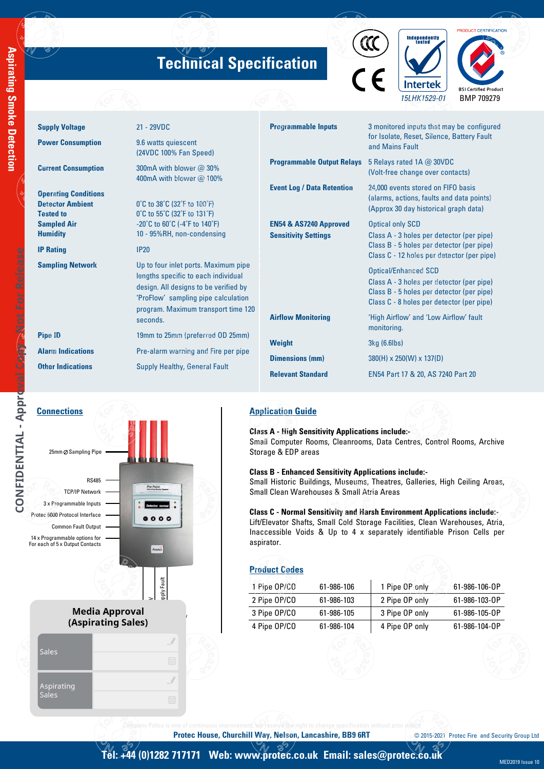# Technical Specification

Intertek 15LHK1529-01

BSI Certified Product BMP 709279

| | |
|---|---|
| **Supply Voltage** | 21 - 29VDC |
| **Power Consumption** | 9.6 watts quiescent (24VDC 100% Fan Speed) |
| **Current Consumption** | 300mA with blower @ 30% 400mA with blower @ 100% |
| **Operating Conditions** | |
| **Detector Ambient** | 0°C to 38°C (32°F to 100°F) |
| **Tested to** | 0°C to 55°C (32°F to 131°F) |
| **Sampled Air** | -20°C to 60°C (-4°F to 140°F) |
| **Humidity** | 10 - 95%RH, non-condensing |
| **IP Rating** | IP20 |
| **Sampling Network** | Up to four inlet ports. Maximum pipe lengths specific to each individual design. All designs to be verified by 'ProFlow' sampling pipe calculation program. Maximum transport time 120 seconds. |
| **Pipe ID** | 19mm to 25mm (preferred OD 25mm) |
| **Alarm Indications** | Pre-alarm warning and Fire per pipe |
| **Other Indications** | Supply Healthy, General Fault |
| **Programmable Inputs** | 3 monitored inputs that may be configured for Isolate, Reset, Silence, Battery Fault and Mains Fault |
| **Programmable Output Relays** | 5 Relays rated 1A @ 30VDC (Volt-free change over contacts) |
| **Event Log / Data Retention** | 24,000 events stored on FIFO basis (alarms, actions, faults and data points) (Approx 30 day historical graph data) |
| **EN54 & AS7240 Approved Sensitivity Settings** | Optical only SCD<br>Class A - 3 holes per detector (per pipe)<br>Class B - 5 holes per detector (per pipe)<br>Class C - 12 holes per detector (per pipe)<br>Optical/Enhanced SCD<br>Class A - 3 holes per detector (per pipe)<br>Class B - 5 holes per detector (per pipe)<br>Class C - 8 holes per detector (per pipe) |
| **Airflow Monitoring** | 'High Airflow' and 'Low Airflow' fault monitoring. |
| **Weight** | 3kg (6.6lbs) |
| **Dimensions (mm)** | 380(H) x 250(W) x 137(D) |
| **Relevant Standard** | EN54 Part 17 & 20, AS 7240 Part 20 |

## Connections

25mm ∅ Sampling Pipe

RS485

TCP/IP Network

3 x Programmable Inputs

Protec 6000 Protocol Interface

Common Fault Output

14 x Programmable options for For each of 5 x Output Contacts

## Application Guide

**Class A - High Sensitivity Applications include:-**
Small Computer Rooms, Cleanrooms, Data Centres, Control Rooms, Archive Storage & EDP areas

**Class B - Enhanced Sensitivity Applications include:-**
Small Historic Buildings, Museums, Theatres, Galleries, High Ceiling Areas, Small Clean Warehouses & Small Atria Areas

**Class C - Normal Sensitivity and Harsh Environment Applications include:-**
Lift/Elevator Shafts, Small Cold Storage Facilities, Clean Warehouses, Atria, Inaccessible Voids & Up to 4 x separately identifiable Prison Cells per aspirator.

## Product Codes

| | | | |
|---|---|---|---|
| 1 Pipe OP/CO | 61-986-106 | 1 Pipe OP only | 61-986-106-OP |
| 2 Pipe OP/CO | 61-986-103 | 2 Pipe OP only | 61-986-103-OP |
| 3 Pipe OP/CO | 61-986-105 | 3 Pipe OP only | 61-986-105-OP |
| 4 Pipe OP/CO | 61-986-104 | 4 Pipe OP only | 61-986-104-OP |

**Media Approval (Aspirating Sales)**

| | |
|---|---|
| Sales | |
| Aspirating Sales | |

Company Policy is one of continuous improvement, we reserve the right to change specification without prior notice

**Protec House, Churchill Way, Nelson, Lancashire, BB9 6RT**

© 2015-2021 Protec Fire and Security Group Ltd

**Tel: +44 (0)1282 717171 Web: www.protec.co.uk Email: sales@protec.co.uk**

MED2019 Issue 10